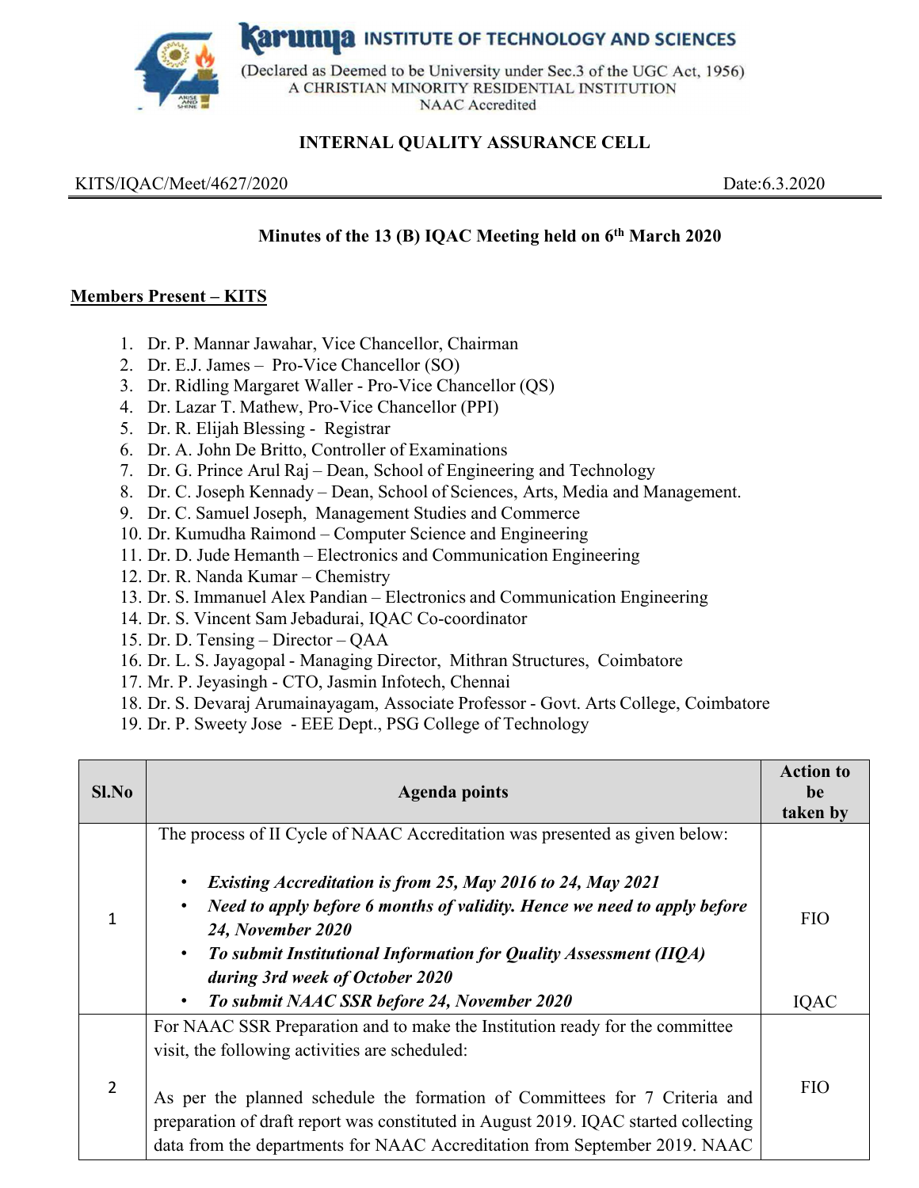# Karunya INSTITUTE OF TECHNOLOGY AND SCIENCES

(Declared as Deemed to be University under Sec.3 of the UGC Act, 1956)
A CHRISTIAN MINORITY RESIDENTIAL INSTITUTION
NAAC Accredited

## INTERNAL QUALITY ASSURANCE CELL

KITS/IQAC/Meet/4627/2020 Date:6.3.2020

### Minutes of the 13 (B) IQAC Meeting held on 6th March 2020

**Members Present – KITS**

1. Dr. P. Mannar Jawahar, Vice Chancellor, Chairman
2. Dr. E.J. James – Pro-Vice Chancellor (SO)
3. Dr. Ridling Margaret Waller - Pro-Vice Chancellor (QS)
4. Dr. Lazar T. Mathew, Pro-Vice Chancellor (PPI)
5. Dr. R. Elijah Blessing - Registrar
6. Dr. A. John De Britto, Controller of Examinations
7. Dr. G. Prince Arul Raj – Dean, School of Engineering and Technology
8. Dr. C. Joseph Kennady – Dean, School of Sciences, Arts, Media and Management.
9. Dr. C. Samuel Joseph, Management Studies and Commerce
10. Dr. Kumudha Raimond – Computer Science and Engineering
11. Dr. D. Jude Hemanth – Electronics and Communication Engineering
12. Dr. R. Nanda Kumar – Chemistry
13. Dr. S. Immanuel Alex Pandian – Electronics and Communication Engineering
14. Dr. S. Vincent Sam Jebadurai, IQAC Co-coordinator
15. Dr. D. Tensing – Director – QAA
16. Dr. L. S. Jayagopal - Managing Director, Mithran Structures, Coimbatore
17. Mr. P. Jeyasingh - CTO, Jasmin Infotech, Chennai
18. Dr. S. Devaraj Arumainayagam, Associate Professor - Govt. Arts College, Coimbatore
19. Dr. P. Sweety Jose - EEE Dept., PSG College of Technology

| Sl.No | Agenda points | Action to be taken by |
|---|---|---|
| 1 | The process of II Cycle of NAAC Accreditation was presented as given below:<br>• ***Existing Accreditation is from 25, May 2016 to 24, May 2021***<br>• ***Need to apply before 6 months of validity. Hence we need to apply before 24, November 2020***<br>• ***To submit Institutional Information for Quality Assessment (IIQA) during 3rd week of October 2020***<br>• ***To submit NAAC SSR before 24, November 2020*** | FIO<br><br>IQAC |
| 2 | For NAAC SSR Preparation and to make the Institution ready for the committee visit, the following activities are scheduled:<br><br>As per the planned schedule the formation of Committees for 7 Criteria and preparation of draft report was constituted in August 2019. IQAC started collecting data from the departments for NAAC Accreditation from September 2019. NAAC | FIO |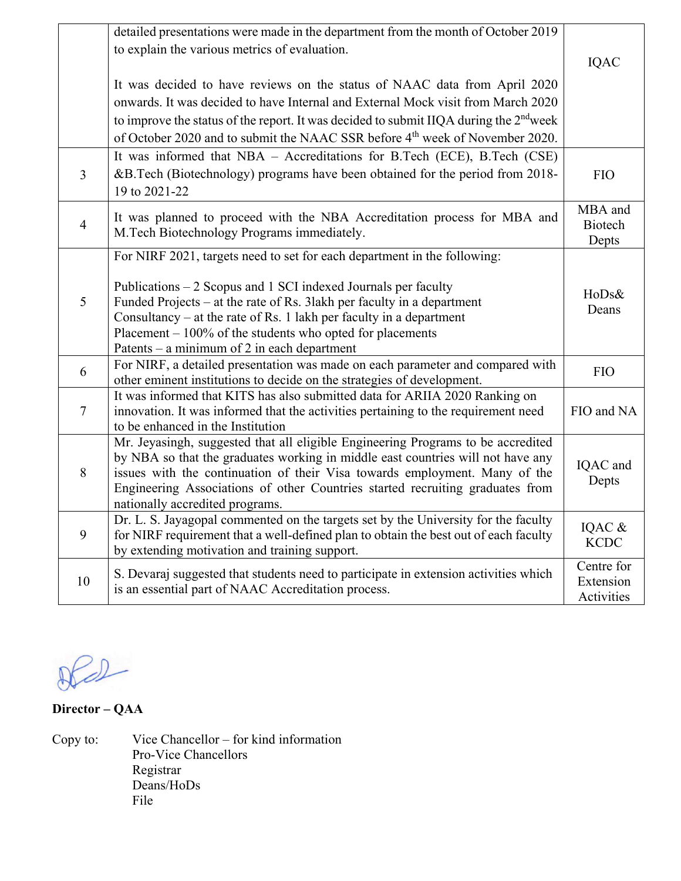| | | |
|---|---|---|
| | detailed presentations were made in the department from the month of October 2019 to explain the various metrics of evaluation.<br><br>It was decided to have reviews on the status of NAAC data from April 2020 onwards. It was decided to have Internal and External Mock visit from March 2020 to improve the status of the report. It was decided to submit IIQA during the 2nd week of October 2020 and to submit the NAAC SSR before 4th week of November 2020. | IQAC |
| 3 | It was informed that NBA – Accreditations for B.Tech (ECE), B.Tech (CSE) &B.Tech (Biotechnology) programs have been obtained for the period from 2018-19 to 2021-22 | FIO |
| 4 | It was planned to proceed with the NBA Accreditation process for MBA and M.Tech Biotechnology Programs immediately. | MBA and Biotech Depts |
| 5 | For NIRF 2021, targets need to set for each department in the following:<br><br>Publications – 2 Scopus and 1 SCI indexed Journals per faculty<br>Funded Projects – at the rate of Rs. 3lakh per faculty in a department<br>Consultancy – at the rate of Rs. 1 lakh per faculty in a department<br>Placement – 100% of the students who opted for placements<br>Patents – a minimum of 2 in each department | HoDs& Deans |
| 6 | For NIRF, a detailed presentation was made on each parameter and compared with other eminent institutions to decide on the strategies of development. | FIO |
| 7 | It was informed that KITS has also submitted data for ARIIA 2020 Ranking on innovation. It was informed that the activities pertaining to the requirement need to be enhanced in the Institution | FIO and NA |
| 8 | Mr. Jeyasingh, suggested that all eligible Engineering Programs to be accredited by NBA so that the graduates working in middle east countries will not have any issues with the continuation of their Visa towards employment. Many of the Engineering Associations of other Countries started recruiting graduates from nationally accredited programs. | IQAC and Depts |
| 9 | Dr. L. S. Jayagopal commented on the targets set by the University for the faculty for NIRF requirement that a well-defined plan to obtain the best out of each faculty by extending motivation and training support. | IQAC & KCDC |
| 10 | S. Devaraj suggested that students need to participate in extension activities which is an essential part of NAAC Accreditation process. | Centre for Extension Activities |

**Director – QAA**

Copy to:
- Vice Chancellor – for kind information
- Pro-Vice Chancellors
- Registrar
- Deans/HoDs
- File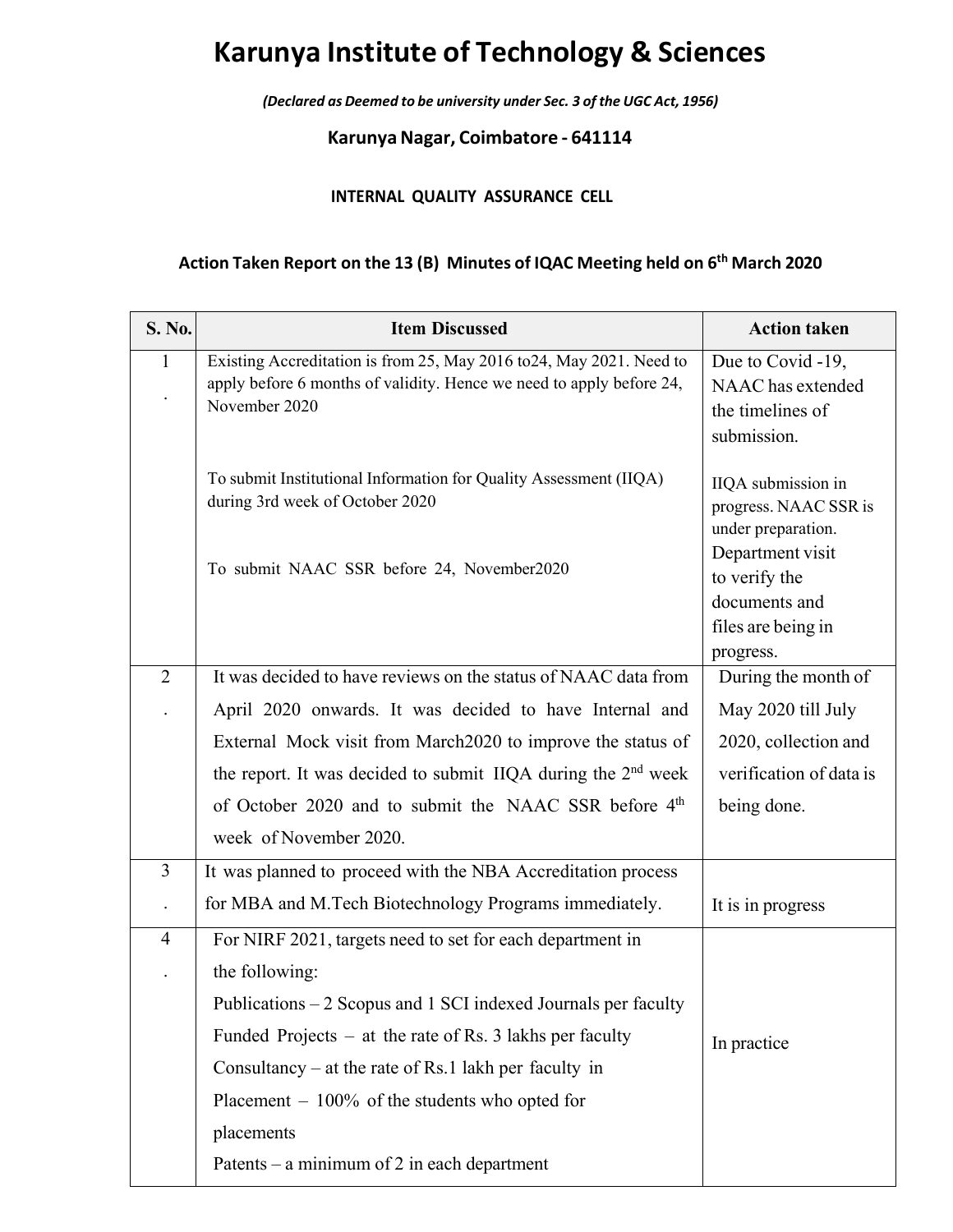# Karunya Institute of Technology & Sciences

*(Declared as Deemed to be university under Sec. 3 of the UGC Act, 1956)*

**Karunya Nagar, Coimbatore - 641114**

**INTERNAL QUALITY ASSURANCE CELL**

**Action Taken Report on the 13 (B) Minutes of IQAC Meeting held on 6th March 2020**

| S. No. | Item Discussed | Action taken |
|---|---|---|
| 1. | Existing Accreditation is from 25, May 2016 to24, May 2021. Need to apply before 6 months of validity. Hence we need to apply before 24, November 2020<br><br>To submit Institutional Information for Quality Assessment (IIQA) during 3rd week of October 2020<br><br>To submit NAAC SSR before 24, November2020 | Due to Covid -19, NAAC has extended the timelines of submission.<br><br>IIQA submission in progress. NAAC SSR is under preparation. Department visit to verify the documents and files are being in progress. |
| 2. | It was decided to have reviews on the status of NAAC data from April 2020 onwards. It was decided to have Internal and External Mock visit from March2020 to improve the status of the report. It was decided to submit IIQA during the 2nd week of October 2020 and to submit the NAAC SSR before 4th week of November 2020. | During the month of May 2020 till July 2020, collection and verification of data is being done. |
| 3. | It was planned to proceed with the NBA Accreditation process for MBA and M.Tech Biotechnology Programs immediately. | It is in progress |
| 4. | For NIRF 2021, targets need to set for each department in the following:<br>Publications – 2 Scopus and 1 SCI indexed Journals per faculty<br>Funded Projects – at the rate of Rs. 3 lakhs per faculty<br>Consultancy – at the rate of Rs.1 lakh per faculty in<br>Placement – 100% of the students who opted for placements<br>Patents – a minimum of 2 in each department | In practice |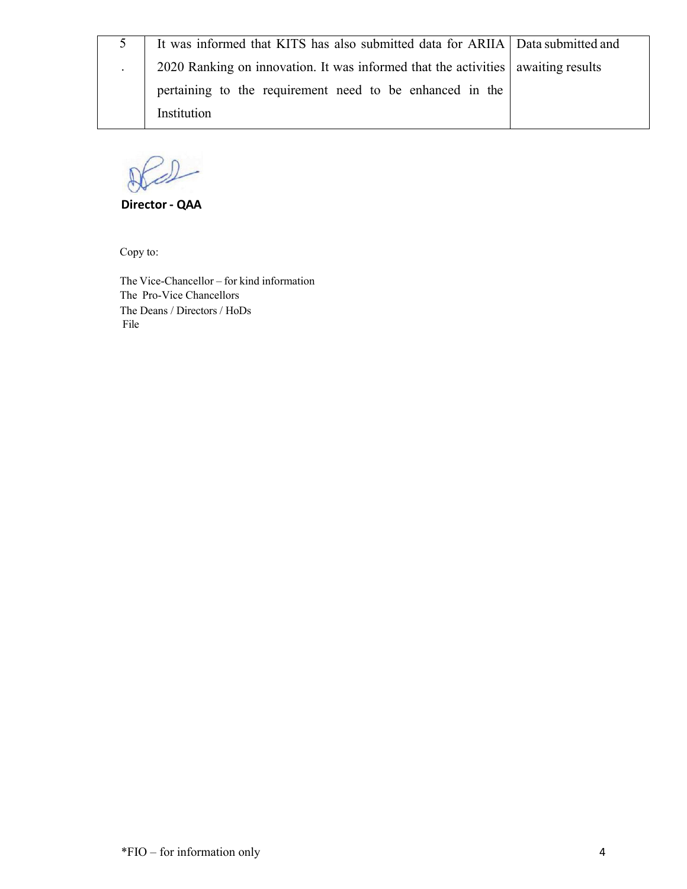| | | |
|---|---|---|
| 5. | It was informed that KITS has also submitted data for ARIIA 2020 Ranking on innovation. It was informed that the activities pertaining to the requirement need to be enhanced in the Institution | Data submitted and awaiting results |

**Director - QAA**

Copy to:

The Vice-Chancellor – for kind information
The Pro-Vice Chancellors
The Deans / Directors / HoDs
File

*FIO – for information only